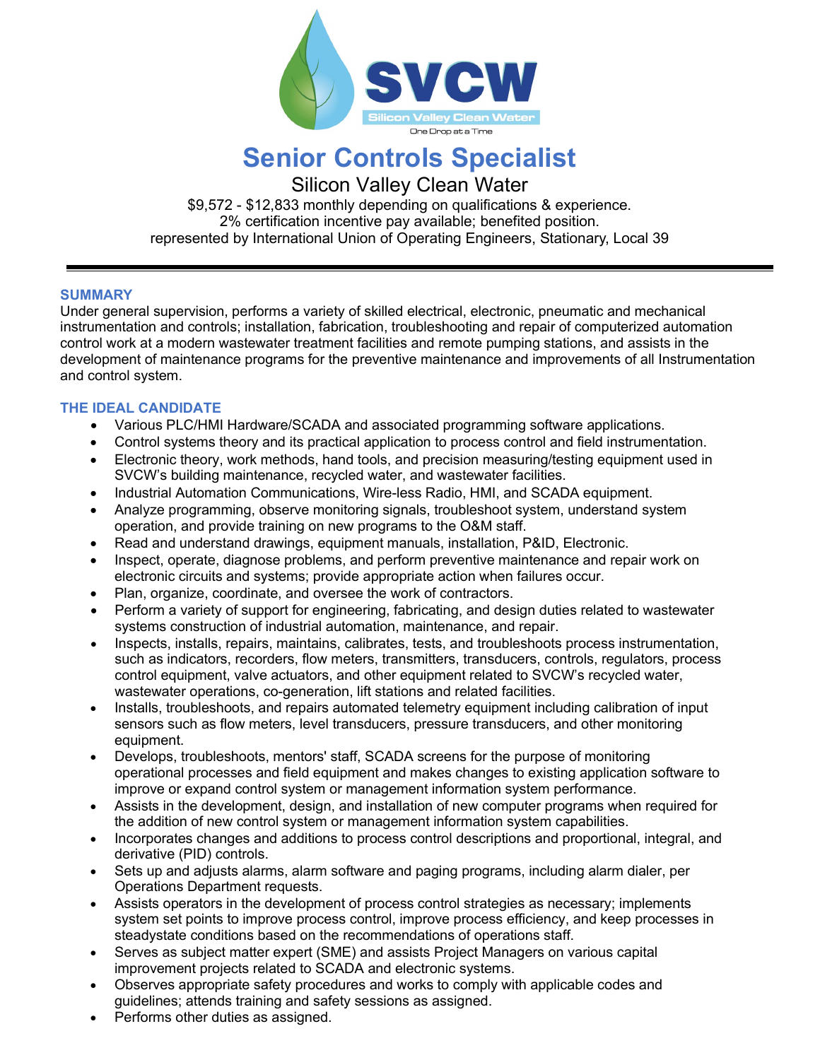# Senior Controls Specialist

## Silicon Valley Clean Water

$9,572 - $12,833 monthly depending on qualifications & experience.
2% certification incentive pay available; benefited position.
represented by International Union of Operating Engineers, Stationary, Local 39

---

### SUMMARY

Under general supervision, performs a variety of skilled electrical, electronic, pneumatic and mechanical instrumentation and controls; installation, fabrication, troubleshooting and repair of computerized automation control work at a modern wastewater treatment facilities and remote pumping stations, and assists in the development of maintenance programs for the preventive maintenance and improvements of all Instrumentation and control system.

### THE IDEAL CANDIDATE

- Various PLC/HMI Hardware/SCADA and associated programming software applications.
- Control systems theory and its practical application to process control and field instrumentation.
- Electronic theory, work methods, hand tools, and precision measuring/testing equipment used in SVCW's building maintenance, recycled water, and wastewater facilities.
- Industrial Automation Communications, Wire-less Radio, HMI, and SCADA equipment.
- Analyze programming, observe monitoring signals, troubleshoot system, understand system operation, and provide training on new programs to the O&M staff.
- Read and understand drawings, equipment manuals, installation, P&ID, Electronic.
- Inspect, operate, diagnose problems, and perform preventive maintenance and repair work on electronic circuits and systems; provide appropriate action when failures occur.
- Plan, organize, coordinate, and oversee the work of contractors.
- Perform a variety of support for engineering, fabricating, and design duties related to wastewater systems construction of industrial automation, maintenance, and repair.
- Inspects, installs, repairs, maintains, calibrates, tests, and troubleshoots process instrumentation, such as indicators, recorders, flow meters, transmitters, transducers, controls, regulators, process control equipment, valve actuators, and other equipment related to SVCW's recycled water, wastewater operations, co-generation, lift stations and related facilities.
- Installs, troubleshoots, and repairs automated telemetry equipment including calibration of input sensors such as flow meters, level transducers, pressure transducers, and other monitoring equipment.
- Develops, troubleshoots, mentors' staff, SCADA screens for the purpose of monitoring operational processes and field equipment and makes changes to existing application software to improve or expand control system or management information system performance.
- Assists in the development, design, and installation of new computer programs when required for the addition of new control system or management information system capabilities.
- Incorporates changes and additions to process control descriptions and proportional, integral, and derivative (PID) controls.
- Sets up and adjusts alarms, alarm software and paging programs, including alarm dialer, per Operations Department requests.
- Assists operators in the development of process control strategies as necessary; implements system set points to improve process control, improve process efficiency, and keep processes in steadystate conditions based on the recommendations of operations staff.
- Serves as subject matter expert (SME) and assists Project Managers on various capital improvement projects related to SCADA and electronic systems.
- Observes appropriate safety procedures and works to comply with applicable codes and guidelines; attends training and safety sessions as assigned.
- Performs other duties as assigned.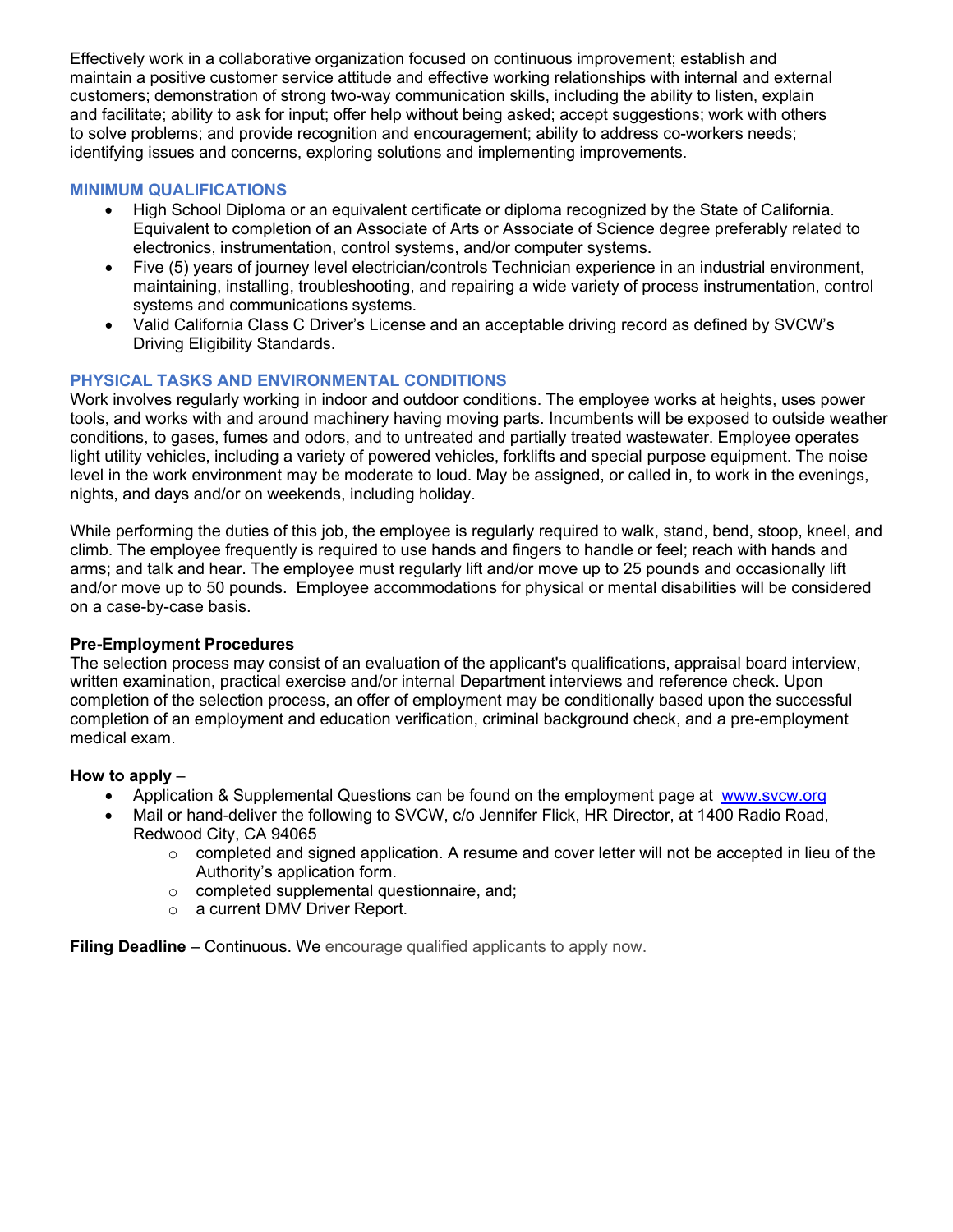Effectively work in a collaborative organization focused on continuous improvement; establish and maintain a positive customer service attitude and effective working relationships with internal and external customers; demonstration of strong two-way communication skills, including the ability to listen, explain and facilitate; ability to ask for input; offer help without being asked; accept suggestions; work with others to solve problems; and provide recognition and encouragement; ability to address co-workers needs; identifying issues and concerns, exploring solutions and implementing improvements.

### MINIMUM QUALIFICATIONS

- High School Diploma or an equivalent certificate or diploma recognized by the State of California. Equivalent to completion of an Associate of Arts or Associate of Science degree preferably related to electronics, instrumentation, control systems, and/or computer systems.
- Five (5) years of journey level electrician/controls Technician experience in an industrial environment, maintaining, installing, troubleshooting, and repairing a wide variety of process instrumentation, control systems and communications systems.
- Valid California Class C Driver's License and an acceptable driving record as defined by SVCW's Driving Eligibility Standards.

### PHYSICAL TASKS AND ENVIRONMENTAL CONDITIONS

Work involves regularly working in indoor and outdoor conditions. The employee works at heights, uses power tools, and works with and around machinery having moving parts. Incumbents will be exposed to outside weather conditions, to gases, fumes and odors, and to untreated and partially treated wastewater. Employee operates light utility vehicles, including a variety of powered vehicles, forklifts and special purpose equipment. The noise level in the work environment may be moderate to loud. May be assigned, or called in, to work in the evenings, nights, and days and/or on weekends, including holiday.

While performing the duties of this job, the employee is regularly required to walk, stand, bend, stoop, kneel, and climb. The employee frequently is required to use hands and fingers to handle or feel; reach with hands and arms; and talk and hear. The employee must regularly lift and/or move up to 25 pounds and occasionally lift and/or move up to 50 pounds. Employee accommodations for physical or mental disabilities will be considered on a case-by-case basis.

**Pre-Employment Procedures**

The selection process may consist of an evaluation of the applicant's qualifications, appraisal board interview, written examination, practical exercise and/or internal Department interviews and reference check. Upon completion of the selection process, an offer of employment may be conditionally based upon the successful completion of an employment and education verification, criminal background check, and a pre-employment medical exam.

**How to apply** –

- Application & Supplemental Questions can be found on the employment page at [www.svcw.org](www.svcw.org)
- Mail or hand-deliver the following to SVCW, c/o Jennifer Flick, HR Director, at 1400 Radio Road, Redwood City, CA 94065
  - completed and signed application. A resume and cover letter will not be accepted in lieu of the Authority's application form.
  - completed supplemental questionnaire, and;
  - a current DMV Driver Report.

**Filing Deadline** – Continuous. We encourage qualified applicants to apply now.